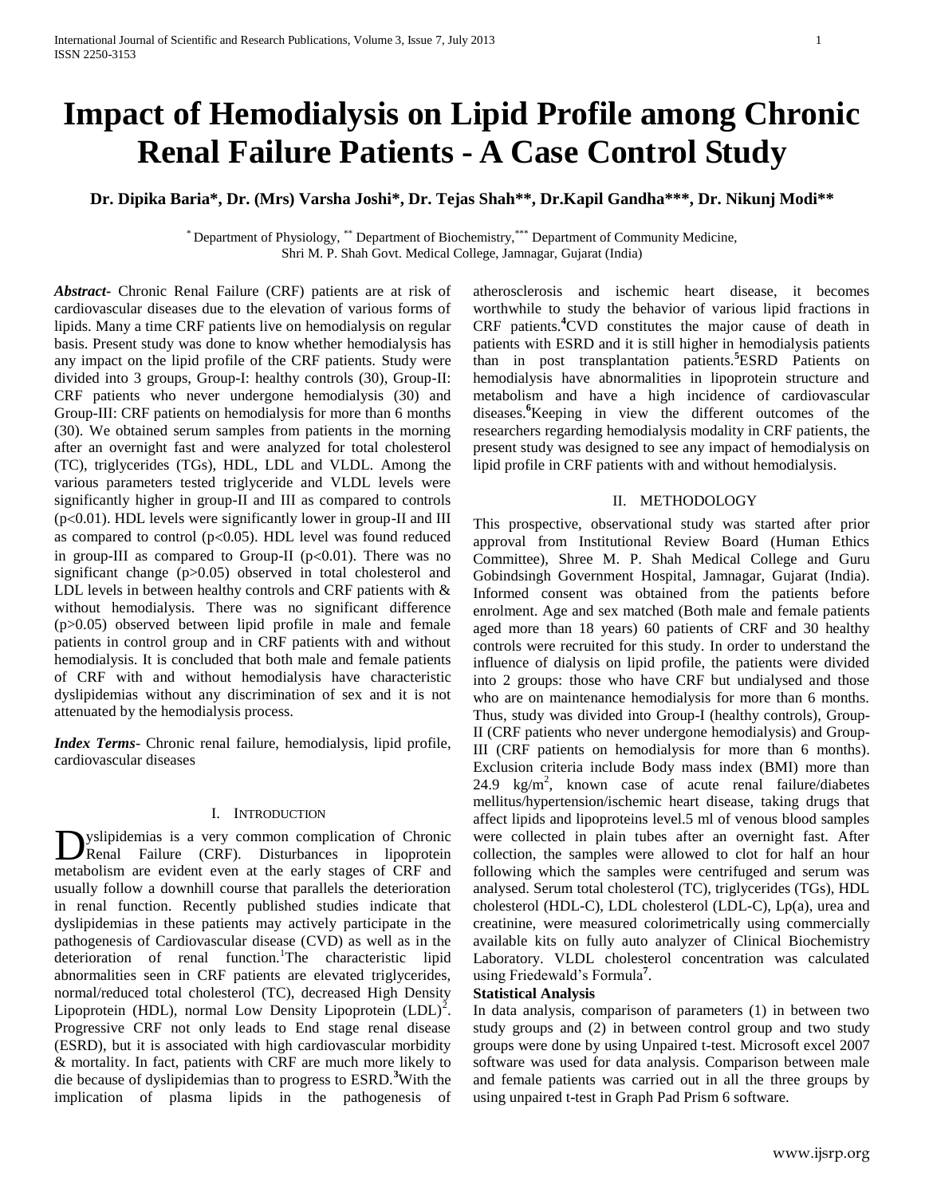# Impact of Hemodialysis on Lipid Profile among Chronic Renal Failure Patients - A Case Control Study

**Dr. Dipika Baria*, Dr. (Mrs) Varsha Joshi*, Dr. Tejas Shah**, Dr.Kapil Gandha***, Dr. Nikunj Modi****

* Department of Physiology, ** Department of Biochemistry, *** Department of Community Medicine,
Shri M. P. Shah Govt. Medical College, Jamnagar, Gujarat (India)

***Abstract***- Chronic Renal Failure (CRF) patients are at risk of cardiovascular diseases due to the elevation of various forms of lipids. Many a time CRF patients live on hemodialysis on regular basis. Present study was done to know whether hemodialysis has any impact on the lipid profile of the CRF patients. Study were divided into 3 groups, Group-I: healthy controls (30), Group-II: CRF patients who never undergone hemodialysis (30) and Group-III: CRF patients on hemodialysis for more than 6 months (30). We obtained serum samples from patients in the morning after an overnight fast and were analyzed for total cholesterol (TC), triglycerides (TGs), HDL, LDL and VLDL. Among the various parameters tested triglyceride and VLDL levels were significantly higher in group-II and III as compared to controls ($p<0.01$). HDL levels were significantly lower in group-II and III as compared to control ($p<0.05$). HDL level was found reduced in group-III as compared to Group-II ($p<0.01$). There was no significant change ($p>0.05$) observed in total cholesterol and LDL levels in between healthy controls and CRF patients with & without hemodialysis. There was no significant difference ($p>0.05$) observed between lipid profile in male and female patients in control group and in CRF patients with and without hemodialysis. It is concluded that both male and female patients of CRF with and without hemodialysis have characteristic dyslipidemias without any discrimination of sex and it is not attenuated by the hemodialysis process.

***Index Terms***- Chronic renal failure, hemodialysis, lipid profile, cardiovascular diseases

## I. Introduction

Dyslipidemias is a very common complication of Chronic Renal Failure (CRF). Disturbances in lipoprotein metabolism are evident even at the early stages of CRF and usually follow a downhill course that parallels the deterioration in renal function. Recently published studies indicate that dyslipidemias in these patients may actively participate in the pathogenesis of Cardiovascular disease (CVD) as well as in the deterioration of renal function.[1] The characteristic lipid abnormalities seen in CRF patients are elevated triglycerides, normal/reduced total cholesterol (TC), decreased High Density Lipoprotein (HDL), normal Low Density Lipoprotein (LDL)[2]. Progressive CRF not only leads to End stage renal disease (ESRD), but it is associated with high cardiovascular morbidity & mortality. In fact, patients with CRF are much more likely to die because of dyslipidemias than to progress to ESRD.[3] With the implication of plasma lipids in the pathogenesis of atherosclerosis and ischemic heart disease, it becomes worthwhile to study the behavior of various lipid fractions in CRF patients.[4] CVD constitutes the major cause of death in patients with ESRD and it is still higher in hemodialysis patients than in post transplantation patients.[5] ESRD Patients on hemodialysis have abnormalities in lipoprotein structure and metabolism and have a high incidence of cardiovascular diseases.[6] Keeping in view the different outcomes of the researchers regarding hemodialysis modality in CRF patients, the present study was designed to see any impact of hemodialysis on lipid profile in CRF patients with and without hemodialysis.

## II. Methodology

This prospective, observational study was started after prior approval from Institutional Review Board (Human Ethics Committee), Shree M. P. Shah Medical College and Guru Gobindsingh Government Hospital, Jamnagar, Gujarat (India). Informed consent was obtained from the patients before enrolment. Age and sex matched (Both male and female patients aged more than 18 years) 60 patients of CRF and 30 healthy controls were recruited for this study. In order to understand the influence of dialysis on lipid profile, the patients were divided into 2 groups: those who have CRF but undialysed and those who are on maintenance hemodialysis for more than 6 months. Thus, study was divided into Group-I (healthy controls), Group-II (CRF patients who never undergone hemodialysis) and Group-III (CRF patients on hemodialysis for more than 6 months). Exclusion criteria include Body mass index (BMI) more than 24.9 $kg/m^2$, known case of acute renal failure/diabetes mellitus/hypertension/ischemic heart disease, taking drugs that affect lipids and lipoproteins level.5 ml of venous blood samples were collected in plain tubes after an overnight fast. After collection, the samples were allowed to clot for half an hour following which the samples were centrifuged and serum was analysed. Serum total cholesterol (TC), triglycerides (TGs), HDL cholesterol (HDL-C), LDL cholesterol (LDL-C), Lp(a), urea and creatinine, were measured colorimetrically using commercially available kits on fully auto analyzer of Clinical Biochemistry Laboratory. VLDL cholesterol concentration was calculated using Friedewald's Formula[7].

**Statistical Analysis**

In data analysis, comparison of parameters (1) in between two study groups and (2) in between control group and two study groups were done by using Unpaired t-test. Microsoft excel 2007 software was used for data analysis. Comparison between male and female patients was carried out in all the three groups by using unpaired t-test in Graph Pad Prism 6 software.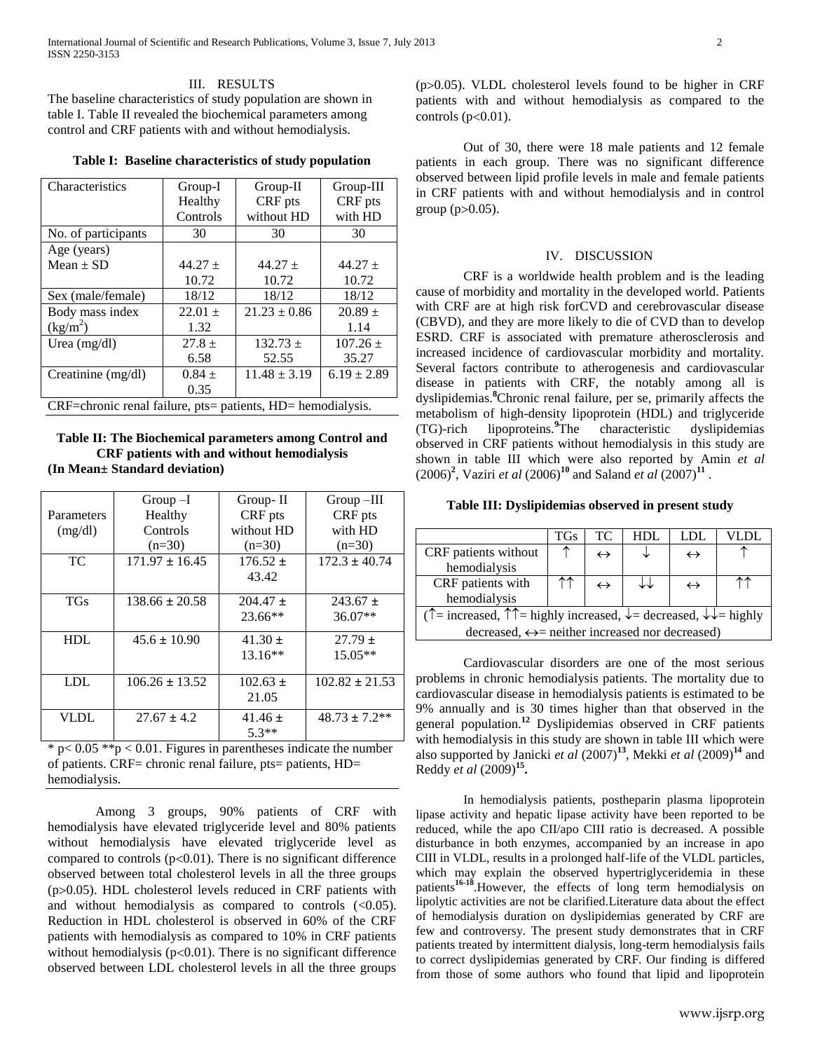## III. RESULTS

The baseline characteristics of study population are shown in table I. Table II revealed the biochemical parameters among control and CRF patients with and without hemodialysis.

**Table I: Baseline characteristics of study population**

| Characteristics | Group-I Healthy Controls | Group-II CRF pts without HD | Group-III CRF pts with HD |
|---|---|---|---|
| No. of participants | 30 | 30 | 30 |
| Age (years) Mean ± SD | 44.27 ± 10.72 | 44.27 ± 10.72 | 44.27 ± 10.72 |
| Sex (male/female) | 18/12 | 18/12 | 18/12 |
| Body mass index ($kg/m^2$) | 22.01 ± 1.32 | 21.23 ± 0.86 | 20.89 ± 1.14 |
| Urea (mg/dl) | 27.8 ± 6.58 | 132.73 ± 52.55 | 107.26 ± 35.27 |
| Creatinine (mg/dl) | 0.84 ± 0.35 | 11.48 ± 3.19 | 6.19 ± 2.89 |

CRF=chronic renal failure, pts= patients, HD= hemodialysis.

**Table II: The Biochemical parameters among Control and CRF patients with and without hemodialysis**
**(In Mean± Standard deviation)**

| Parameters (mg/dl) | Group –I Healthy Controls (n=30) | Group- II CRF pts without HD (n=30) | Group –III CRF pts with HD (n=30) |
|---|---|---|---|
| TC | 171.97 ± 16.45 | 176.52 ± 43.42 | 172.3 ± 40.74 |
| TGs | 138.66 ± 20.58 | 204.47 ± 23.66** | 243.67 ± 36.07** |
| HDL | 45.6 ± 10.90 | 41.30 ± 13.16** | 27.79 ± 15.05** |
| LDL | 106.26 ± 13.52 | 102.63 ± 21.05 | 102.82 ± 21.53 |
| VLDL | 27.67 ± 4.2 | 41.46 ± 5.3** | 48.73 ± 7.2** |

* $p < 0.05$ ** $p < 0.01$. Figures in parentheses indicate the number of patients. CRF= chronic renal failure, pts= patients, HD= hemodialysis.

Among 3 groups, 90% patients of CRF with hemodialysis have elevated triglyceride level and 80% patients without hemodialysis have elevated triglyceride level as compared to controls ($p<0.01$). There is no significant difference observed between total cholesterol levels in all the three groups ($p>0.05$). HDL cholesterol levels reduced in CRF patients with and without hemodialysis as compared to controls ($<0.05$). Reduction in HDL cholesterol is observed in 60% of the CRF patients with hemodialysis as compared to 10% in CRF patients without hemodialysis ($p<0.01$). There is no significant difference observed between LDL cholesterol levels in all the three groups ($p>0.05$). VLDL cholesterol levels found to be higher in CRF patients with and without hemodialysis as compared to the controls ($p<0.01$).

Out of 30, there were 18 male patients and 12 female patients in each group. There was no significant difference observed between lipid profile levels in male and female patients in CRF patients with and without hemodialysis and in control group ($p>0.05$).

## IV. DISCUSSION

CRF is a worldwide health problem and is the leading cause of morbidity and mortality in the developed world. Patients with CRF are at high risk forCVD and cerebrovascular disease (CBVD), and they are more likely to die of CVD than to develop ESRD. CRF is associated with premature atherosclerosis and increased incidence of cardiovascular morbidity and mortality. Several factors contribute to atherogenesis and cardiovascular disease in patients with CRF, the notably among all is dyslipidemias.[8]Chronic renal failure, per se, primarily affects the metabolism of high-density lipoprotein (HDL) and triglyceride (TG)-rich lipoproteins.[9]The characteristic dyslipidemias observed in CRF patients without hemodialysis in this study are shown in table III which were also reported by Amin *et al* (2006)[2], Vaziri *et al* (2006)[10] and Saland *et al* (2007)[11] .

**Table III: Dyslipidemias observed in present study**

| | TGs | TC | HDL | LDL | VLDL |
|---|---|---|---|---|---|
| CRF patients without hemodialysis | ↑ | ↔ | ↓ | ↔ | ↑ |
| CRF patients with hemodialysis | ↑↑ | ↔ | ↓↓ | ↔ | ↑↑ |

(↑= increased, ↑↑= highly increased, ↓= decreased, ↓↓= highly decreased, ↔= neither increased nor decreased)

Cardiovascular disorders are one of the most serious problems in chronic hemodialysis patients. The mortality due to cardiovascular disease in hemodialysis patients is estimated to be 9% annually and is 30 times higher than that observed in the general population.[12] Dyslipidemias observed in CRF patients with hemodialysis in this study are shown in table III which were also supported by Janicki *et al* (2007)[13], Mekki *et al* (2009)[14] and Reddy *et al* (2009)[15].

In hemodialysis patients, postheparin plasma lipoprotein lipase activity and hepatic lipase activity have been reported to be reduced, while the apo CII/apo CIII ratio is decreased. A possible disturbance in both enzymes, accompanied by an increase in apo CIII in VLDL, results in a prolonged half-life of the VLDL particles, which may explain the observed hypertriglyceridemia in these patients[16-18].However, the effects of long term hemodialysis on lipolytic activities are not be clarified.Literature data about the effect of hemodialysis duration on dyslipidemias generated by CRF are few and controversy. The present study demonstrates that in CRF patients treated by intermittent dialysis, long-term hemodialysis fails to correct dyslipidemias generated by CRF. Our finding is differed from those of some authors who found that lipid and lipoprotein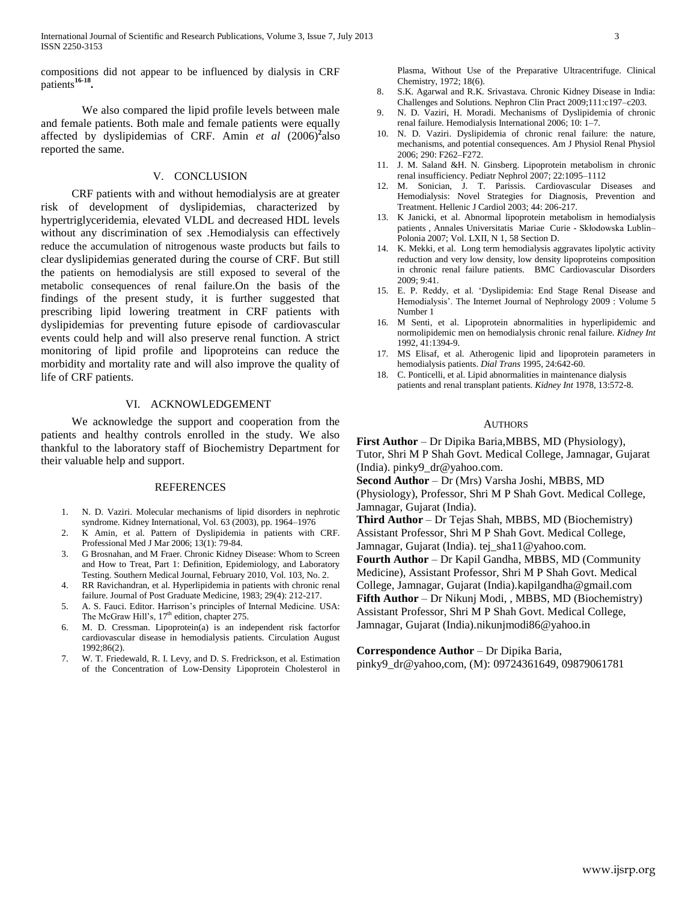compositions did not appear to be influenced by dialysis in CRF patients[16-18].

We also compared the lipid profile levels between male and female patients. Both male and female patients were equally affected by dyslipidemias of CRF. Amin *et al* (2006)[2] also reported the same.

## V. CONCLUSION

CRF patients with and without hemodialysis are at greater risk of development of dyslipidemias, characterized by hypertriglyceridemia, elevated VLDL and decreased HDL levels without any discrimination of sex .Hemodialysis can effectively reduce the accumulation of nitrogenous waste products but fails to clear dyslipidemias generated during the course of CRF. But still the patients on hemodialysis are still exposed to several of the metabolic consequences of renal failure.On the basis of the findings of the present study, it is further suggested that prescribing lipid lowering treatment in CRF patients with dyslipidemias for preventing future episode of cardiovascular events could help and will also preserve renal function. A strict monitoring of lipid profile and lipoproteins can reduce the morbidity and mortality rate and will also improve the quality of life of CRF patients.

## VI. ACKNOWLEDGEMENT

We acknowledge the support and cooperation from the patients and healthy controls enrolled in the study. We also thankful to the laboratory staff of Biochemistry Department for their valuable help and support.

## REFERENCES

1. N. D. Vaziri. Molecular mechanisms of lipid disorders in nephrotic syndrome. Kidney International, Vol. 63 (2003), pp. 1964–1976
2. K Amin, et al. Pattern of Dyslipidemia in patients with CRF. Professional Med J Mar 2006; 13(1): 79-84.
3. G Brosnahan, and M Fraer. Chronic Kidney Disease: Whom to Screen and How to Treat, Part 1: Definition, Epidemiology, and Laboratory Testing. Southern Medical Journal, February 2010, Vol. 103, No. 2.
4. RR Ravichandran, et al. Hyperlipidemia in patients with chronic renal failure. Journal of Post Graduate Medicine, 1983; 29(4): 212-217.
5. A. S. Fauci. Editor. Harrison's principles of Internal Medicine. USA: The McGraw Hill's, 17th edition, chapter 275.
6. M. D. Cressman. Lipoprotein(a) is an independent risk factorfor cardiovascular disease in hemodialysis patients. Circulation August 1992;86(2).
7. W. T. Friedewald, R. I. Levy, and D. S. Fredrickson, et al. Estimation of the Concentration of Low-Density Lipoprotein Cholesterol in Plasma, Without Use of the Preparative Ultracentrifuge. Clinical Chemistry, 1972; 18(6).
8. S.K. Agarwal and R.K. Srivastava. Chronic Kidney Disease in India: Challenges and Solutions. Nephron Clin Pract 2009;111:c197–c203.
9. N. D. Vaziri, H. Moradi. Mechanisms of Dyslipidemia of chronic renal failure. Hemodialysis International 2006; 10: 1–7.
10. N. D. Vaziri. Dyslipidemia of chronic renal failure: the nature, mechanisms, and potential consequences. Am J Physiol Renal Physiol 2006; 290: F262–F272.
11. J. M. Saland &H. N. Ginsberg. Lipoprotein metabolism in chronic renal insufficiency. Pediatr Nephrol 2007; 22:1095–1112
12. M. Sonician, J. T. Parissis. Cardiovascular Diseases and Hemodialysis: Novel Strategies for Diagnosis, Prevention and Treatment. Hellenic J Cardiol 2003; 44: 206-217.
13. K Janicki, et al. Abnormal lipoprotein metabolism in hemodialysis patients , Annales Universitatis Mariae Curie - Skłodowska Lublin–Polonia 2007; Vol. LXII, N 1, 58 Section D.
14. K. Mekki, et al. Long term hemodialysis aggravates lipolytic activity reduction and very low density, low density lipoproteins composition in chronic renal failure patients. BMC Cardiovascular Disorders 2009; 9:41.
15. E. P. Reddy, et al. 'Dyslipidemia: End Stage Renal Disease and Hemodialysis'. The Internet Journal of Nephrology 2009 : Volume 5 Number 1
16. M Senti, et al. Lipoprotein abnormalities in hyperlipidemic and normolipidemic men on hemodialysis chronic renal failure. *Kidney Int* 1992, 41:1394-9.
17. MS Elisaf, et al. Atherogenic lipid and lipoprotein parameters in hemodialysis patients. *Dial Trans* 1995, 24:642-60.
18. C. Ponticelli, et al. Lipid abnormalities in maintenance dialysis patients and renal transplant patients. *Kidney Int* 1978, 13:572-8.

## AUTHORS

**First Author** – Dr Dipika Baria,MBBS, MD (Physiology), Tutor, Shri M P Shah Govt. Medical College, Jamnagar, Gujarat (India). pinky9_dr@yahoo.com.

**Second Author** – Dr (Mrs) Varsha Joshi, MBBS, MD (Physiology), Professor, Shri M P Shah Govt. Medical College, Jamnagar, Gujarat (India).

**Third Author** – Dr Tejas Shah, MBBS, MD (Biochemistry) Assistant Professor, Shri M P Shah Govt. Medical College, Jamnagar, Gujarat (India). tej_sha11@yahoo.com.

**Fourth Author** – Dr Kapil Gandha, MBBS, MD (Community Medicine), Assistant Professor, Shri M P Shah Govt. Medical College, Jamnagar, Gujarat (India).kapilgandha@gmail.com

**Fifth Author** – Dr Nikunj Modi, , MBBS, MD (Biochemistry) Assistant Professor, Shri M P Shah Govt. Medical College, Jamnagar, Gujarat (India).nikunjmodi86@yahoo.in

**Correspondence Author** – Dr Dipika Baria, pinky9_dr@yahoo,com, (M): 09724361649, 09879061781